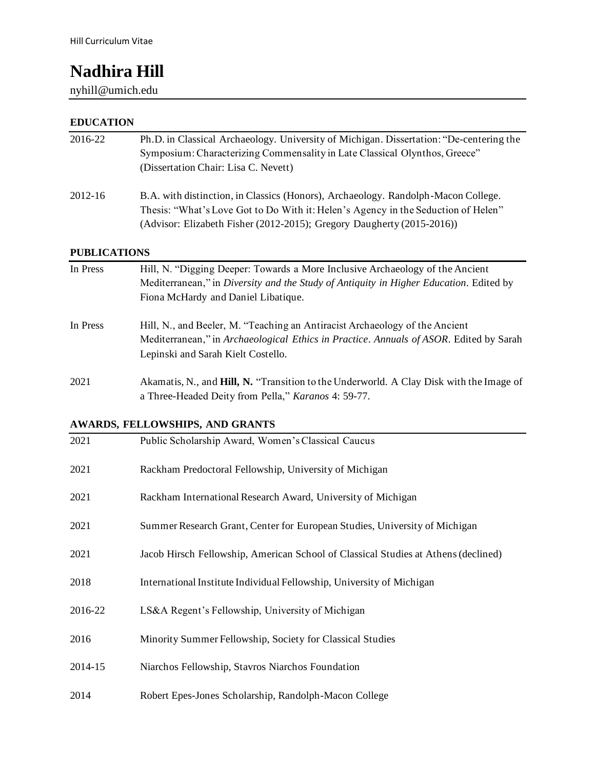# Nadhira Hill

nyhill@umich.edu

## EDUCATION

2016-22 Ph.D. in Classical Archaeology. University of Michigan. Dissertation: "De-centering the Symposium: Characterizing Commensality in Late Classical Olynthos, Greece" (Dissertation Chair: Lisa C. Nevett)

2012-16 B.A. with distinction, in Classics (Honors), Archaeology. Randolph-Macon College. Thesis: "What's Love Got to Do With it: Helen's Agency in the Seduction of Helen" (Advisor: Elizabeth Fisher (2012-2015); Gregory Daugherty (2015-2016))

## PUBLICATIONS

In Press Hill, N. "Digging Deeper: Towards a More Inclusive Archaeology of the Ancient Mediterranean," in *Diversity and the Study of Antiquity in Higher Education*. Edited by Fiona McHardy and Daniel Libatique.

In Press Hill, N., and Beeler, M. "Teaching an Antiracist Archaeology of the Ancient Mediterranean," in *Archaeological Ethics in Practice*. *Annuals of ASOR*. Edited by Sarah Lepinski and Sarah Kielt Costello.

2021 Akamatis, N., and **Hill, N.** "Transition to the Underworld. A Clay Disk with the Image of a Three-Headed Deity from Pella," *Karanos* 4: 59-77.

## AWARDS, FELLOWSHIPS, AND GRANTS

2021 Public Scholarship Award, Women's Classical Caucus

2021 Rackham Predoctoral Fellowship, University of Michigan

2021 Rackham International Research Award, University of Michigan

2021 Summer Research Grant, Center for European Studies, University of Michigan

2021 Jacob Hirsch Fellowship, American School of Classical Studies at Athens (declined)

2018 International Institute Individual Fellowship, University of Michigan

2016-22 LS&A Regent's Fellowship, University of Michigan

2016 Minority Summer Fellowship, Society for Classical Studies

2014-15 Niarchos Fellowship, Stavros Niarchos Foundation

2014 Robert Epes-Jones Scholarship, Randolph-Macon College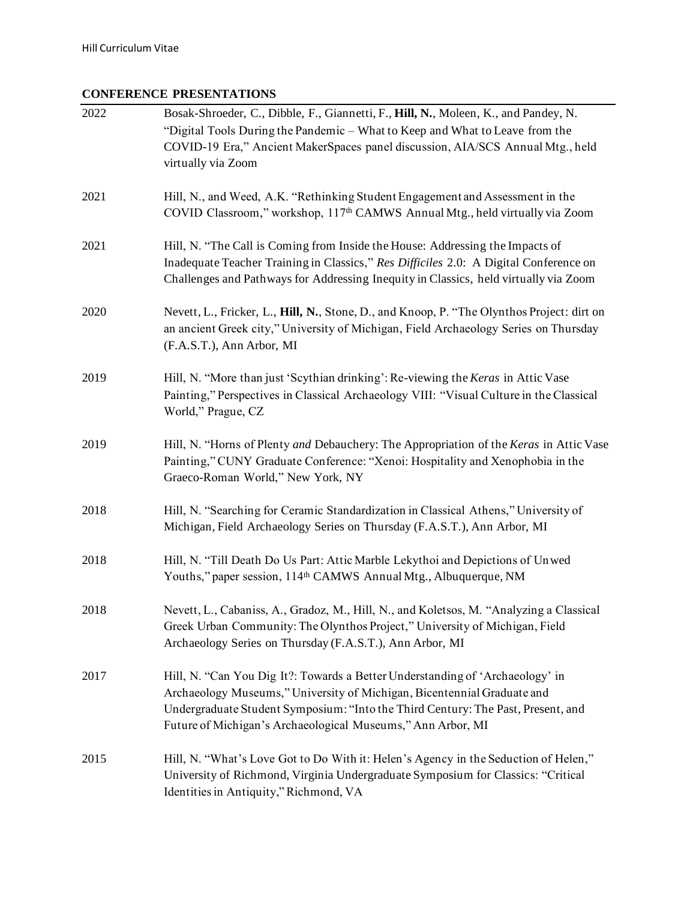## CONFERENCE PRESENTATIONS

2022 Bosak-Shroeder, C., Dibble, F., Giannetti, F., **Hill, N.**, Moleen, K., and Pandey, N. "Digital Tools During the Pandemic – What to Keep and What to Leave from the COVID-19 Era," Ancient MakerSpaces panel discussion, AIA/SCS Annual Mtg., held virtually via Zoom

2021 Hill, N., and Weed, A.K. "Rethinking Student Engagement and Assessment in the COVID Classroom," workshop, 117th CAMWS Annual Mtg., held virtually via Zoom

2021 Hill, N. "The Call is Coming from Inside the House: Addressing the Impacts of Inadequate Teacher Training in Classics," *Res Difficiles* 2.0: A Digital Conference on Challenges and Pathways for Addressing Inequity in Classics, held virtually via Zoom

2020 Nevett, L., Fricker, L., **Hill, N.**, Stone, D., and Knoop, P. "The Olynthos Project: dirt on an ancient Greek city," University of Michigan, Field Archaeology Series on Thursday (F.A.S.T.), Ann Arbor, MI

2019 Hill, N. "More than just 'Scythian drinking': Re-viewing the *Keras* in Attic Vase Painting," Perspectives in Classical Archaeology VIII: "Visual Culture in the Classical World," Prague, CZ

2019 Hill, N. "Horns of Plenty *and* Debauchery: The Appropriation of the *Keras* in Attic Vase Painting," CUNY Graduate Conference: "Xenoi: Hospitality and Xenophobia in the Graeco-Roman World," New York, NY

2018 Hill, N. "Searching for Ceramic Standardization in Classical Athens," University of Michigan, Field Archaeology Series on Thursday (F.A.S.T.), Ann Arbor, MI

2018 Hill, N. "Till Death Do Us Part: Attic Marble Lekythoi and Depictions of Unwed Youths," paper session, 114th CAMWS Annual Mtg., Albuquerque, NM

2018 Nevett, L., Cabaniss, A., Gradoz, M., Hill, N., and Koletsos, M. "Analyzing a Classical Greek Urban Community: The Olynthos Project," University of Michigan, Field Archaeology Series on Thursday (F.A.S.T.), Ann Arbor, MI

2017 Hill, N. "Can You Dig It?: Towards a Better Understanding of 'Archaeology' in Archaeology Museums," University of Michigan, Bicentennial Graduate and Undergraduate Student Symposium: "Into the Third Century: The Past, Present, and Future of Michigan's Archaeological Museums," Ann Arbor, MI

2015 Hill, N. "What's Love Got to Do With it: Helen's Agency in the Seduction of Helen," University of Richmond, Virginia Undergraduate Symposium for Classics: "Critical Identities in Antiquity," Richmond, VA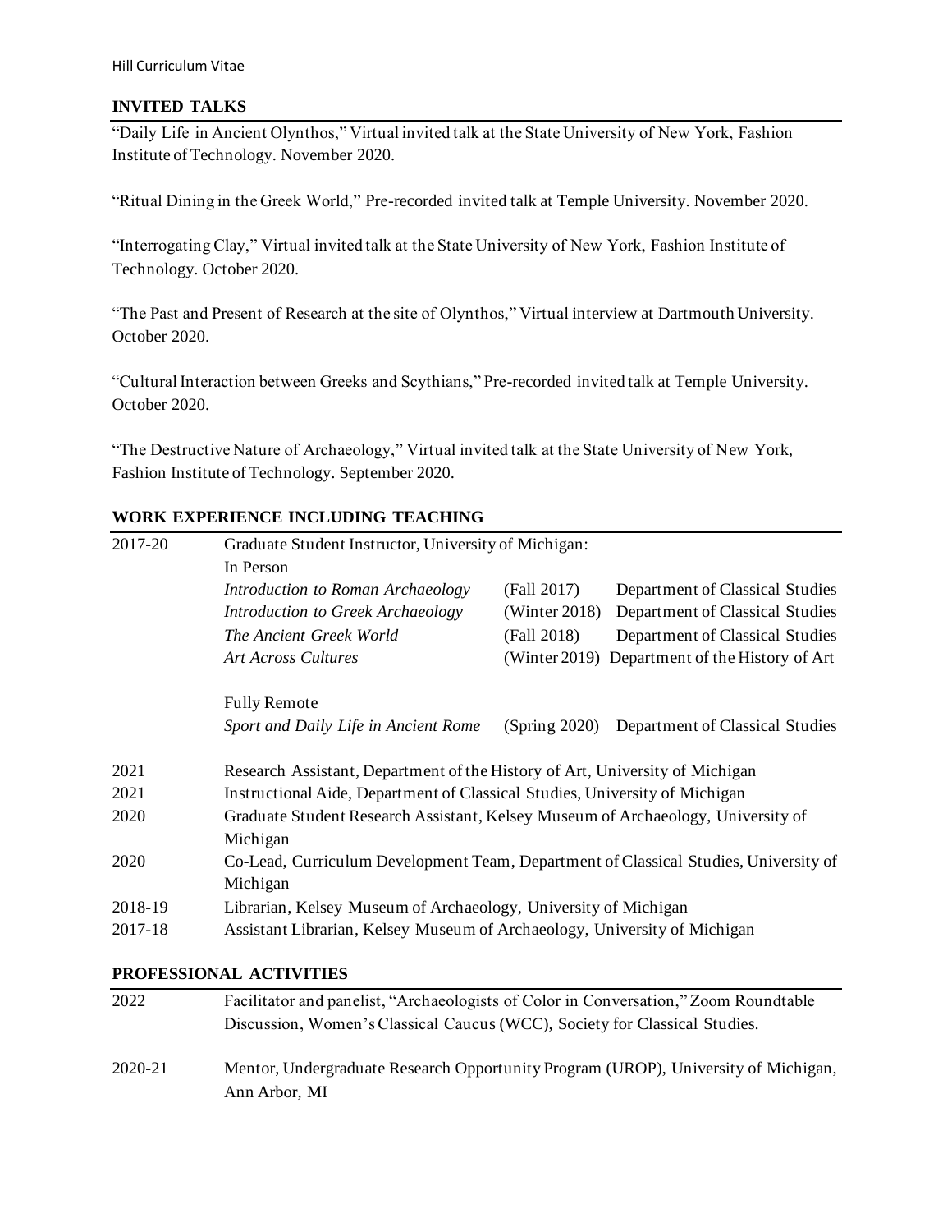## INVITED TALKS

"Daily Life in Ancient Olynthos," Virtual invited talk at the State University of New York, Fashion Institute of Technology. November 2020.

"Ritual Dining in the Greek World," Pre-recorded invited talk at Temple University. November 2020.

"Interrogating Clay," Virtual invited talk at the State University of New York, Fashion Institute of Technology. October 2020.

"The Past and Present of Research at the site of Olynthos," Virtual interview at Dartmouth University. October 2020.

"Cultural Interaction between Greeks and Scythians," Pre-recorded invited talk at Temple University. October 2020.

"The Destructive Nature of Archaeology," Virtual invited talk at the State University of New York, Fashion Institute of Technology. September 2020.

## WORK EXPERIENCE INCLUDING TEACHING

2017-20 Graduate Student Instructor, University of Michigan:

In Person

| Course | Term | Department |
|---|---|---|
| *Introduction to Roman Archaeology* | (Fall 2017) | Department of Classical Studies |
| *Introduction to Greek Archaeology* | (Winter 2018) | Department of Classical Studies |
| *The Ancient Greek World* | (Fall 2018) | Department of Classical Studies |
| *Art Across Cultures* | (Winter 2019) | Department of the History of Art |

Fully Remote

| Course | Term | Department |
|---|---|---|
| *Sport and Daily Life in Ancient Rome* | (Spring 2020) | Department of Classical Studies |

2021 Research Assistant, Department of the History of Art, University of Michigan

2021 Instructional Aide, Department of Classical Studies, University of Michigan

2020 Graduate Student Research Assistant, Kelsey Museum of Archaeology, University of Michigan

2020 Co-Lead, Curriculum Development Team, Department of Classical Studies, University of Michigan

2018-19 Librarian, Kelsey Museum of Archaeology, University of Michigan

2017-18 Assistant Librarian, Kelsey Museum of Archaeology, University of Michigan

## PROFESSIONAL ACTIVITIES

2022 Facilitator and panelist, "Archaeologists of Color in Conversation," Zoom Roundtable Discussion, Women's Classical Caucus (WCC), Society for Classical Studies.

2020-21 Mentor, Undergraduate Research Opportunity Program (UROP), University of Michigan, Ann Arbor, MI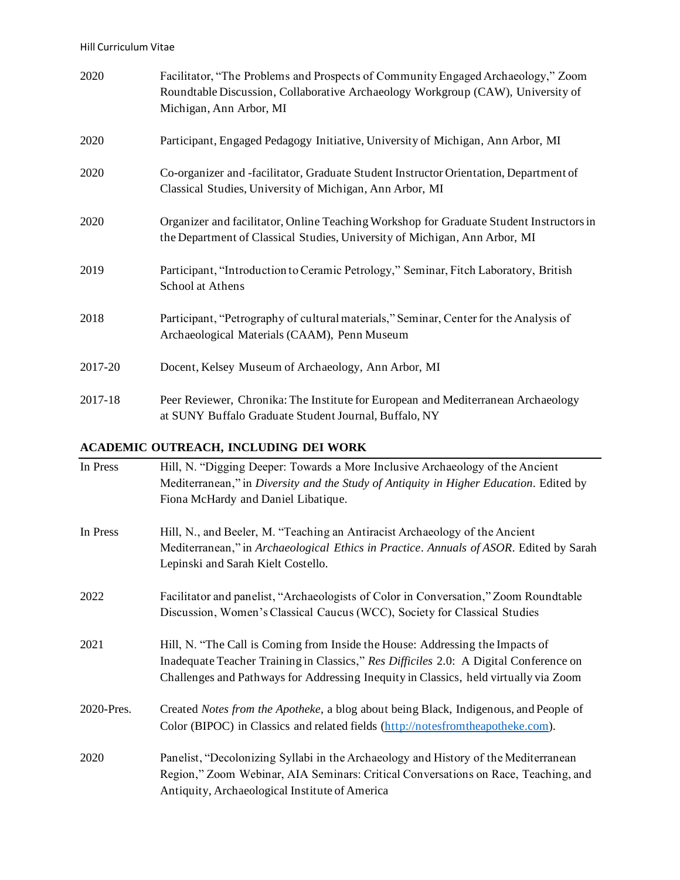2020 Facilitator, "The Problems and Prospects of Community Engaged Archaeology," Zoom Roundtable Discussion, Collaborative Archaeology Workgroup (CAW), University of Michigan, Ann Arbor, MI

2020 Participant, Engaged Pedagogy Initiative, University of Michigan, Ann Arbor, MI

2020 Co-organizer and -facilitator, Graduate Student Instructor Orientation, Department of Classical Studies, University of Michigan, Ann Arbor, MI

2020 Organizer and facilitator, Online Teaching Workshop for Graduate Student Instructors in the Department of Classical Studies, University of Michigan, Ann Arbor, MI

2019 Participant, "Introduction to Ceramic Petrology," Seminar, Fitch Laboratory, British School at Athens

2018 Participant, "Petrography of cultural materials," Seminar, Center for the Analysis of Archaeological Materials (CAAM), Penn Museum

2017-20 Docent, Kelsey Museum of Archaeology, Ann Arbor, MI

2017-18 Peer Reviewer, Chronika: The Institute for European and Mediterranean Archaeology at SUNY Buffalo Graduate Student Journal, Buffalo, NY

## ACADEMIC OUTREACH, INCLUDING DEI WORK

In Press Hill, N. "Digging Deeper: Towards a More Inclusive Archaeology of the Ancient Mediterranean," in *Diversity and the Study of Antiquity in Higher Education*. Edited by Fiona McHardy and Daniel Libatique.

In Press Hill, N., and Beeler, M. "Teaching an Antiracist Archaeology of the Ancient Mediterranean," in *Archaeological Ethics in Practice*. *Annuals of ASOR*. Edited by Sarah Lepinski and Sarah Kielt Costello.

2022 Facilitator and panelist, "Archaeologists of Color in Conversation," Zoom Roundtable Discussion, Women's Classical Caucus (WCC), Society for Classical Studies

2021 Hill, N. "The Call is Coming from Inside the House: Addressing the Impacts of Inadequate Teacher Training in Classics," *Res Difficiles* 2.0: A Digital Conference on Challenges and Pathways for Addressing Inequity in Classics, held virtually via Zoom

2020-Pres. Created *Notes from the Apotheke*, a blog about being Black, Indigenous, and People of Color (BIPOC) in Classics and related fields (http://notesfromtheapotheke.com).

2020 Panelist, "Decolonizing Syllabi in the Archaeology and History of the Mediterranean Region," Zoom Webinar, AIA Seminars: Critical Conversations on Race, Teaching, and Antiquity, Archaeological Institute of America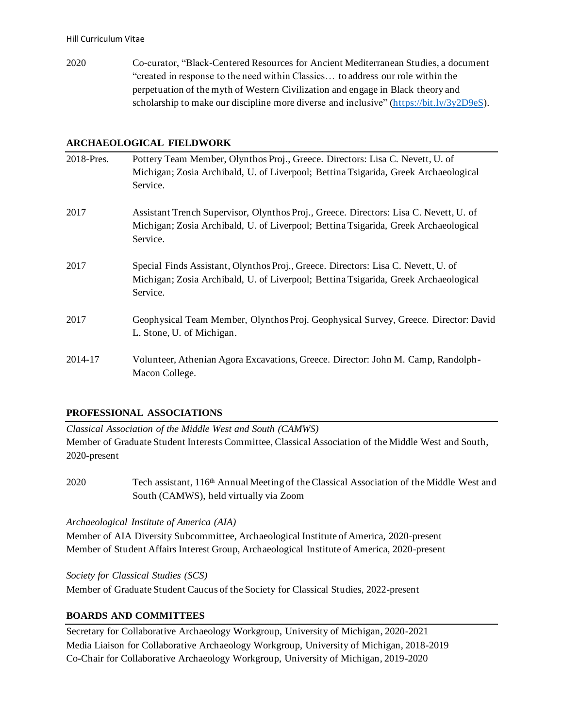2020 Co-curator, "Black-Centered Resources for Ancient Mediterranean Studies, a document "created in response to the need within Classics… to address our role within the perpetuation of the myth of Western Civilization and engage in Black theory and scholarship to make our discipline more diverse and inclusive" ([https://bit.ly/3y2D9eS](https://bit.ly/3y2D9eS)).

## ARCHAEOLOGICAL FIELDWORK

2018-Pres. Pottery Team Member, Olynthos Proj., Greece. Directors: Lisa C. Nevett, U. of Michigan; Zosia Archibald, U. of Liverpool; Bettina Tsigarida, Greek Archaeological Service.

2017 Assistant Trench Supervisor, Olynthos Proj., Greece. Directors: Lisa C. Nevett, U. of Michigan; Zosia Archibald, U. of Liverpool; Bettina Tsigarida, Greek Archaeological Service.

2017 Special Finds Assistant, Olynthos Proj., Greece. Directors: Lisa C. Nevett, U. of Michigan; Zosia Archibald, U. of Liverpool; Bettina Tsigarida, Greek Archaeological Service.

2017 Geophysical Team Member, Olynthos Proj. Geophysical Survey, Greece. Director: David L. Stone, U. of Michigan.

2014-17 Volunteer, Athenian Agora Excavations, Greece. Director: John M. Camp, Randolph-Macon College.

## PROFESSIONAL ASSOCIATIONS

*Classical Association of the Middle West and South (CAMWS)*

Member of Graduate Student Interests Committee, Classical Association of the Middle West and South, 2020-present

2020 Tech assistant, 116th Annual Meeting of the Classical Association of the Middle West and South (CAMWS), held virtually via Zoom

*Archaeological Institute of America (AIA)*

Member of AIA Diversity Subcommittee, Archaeological Institute of America, 2020-present
Member of Student Affairs Interest Group, Archaeological Institute of America, 2020-present

*Society for Classical Studies (SCS)*

Member of Graduate Student Caucus of the Society for Classical Studies, 2022-present

## BOARDS AND COMMITTEES

Secretary for Collaborative Archaeology Workgroup, University of Michigan, 2020-2021
Media Liaison for Collaborative Archaeology Workgroup, University of Michigan, 2018-2019
Co-Chair for Collaborative Archaeology Workgroup, University of Michigan, 2019-2020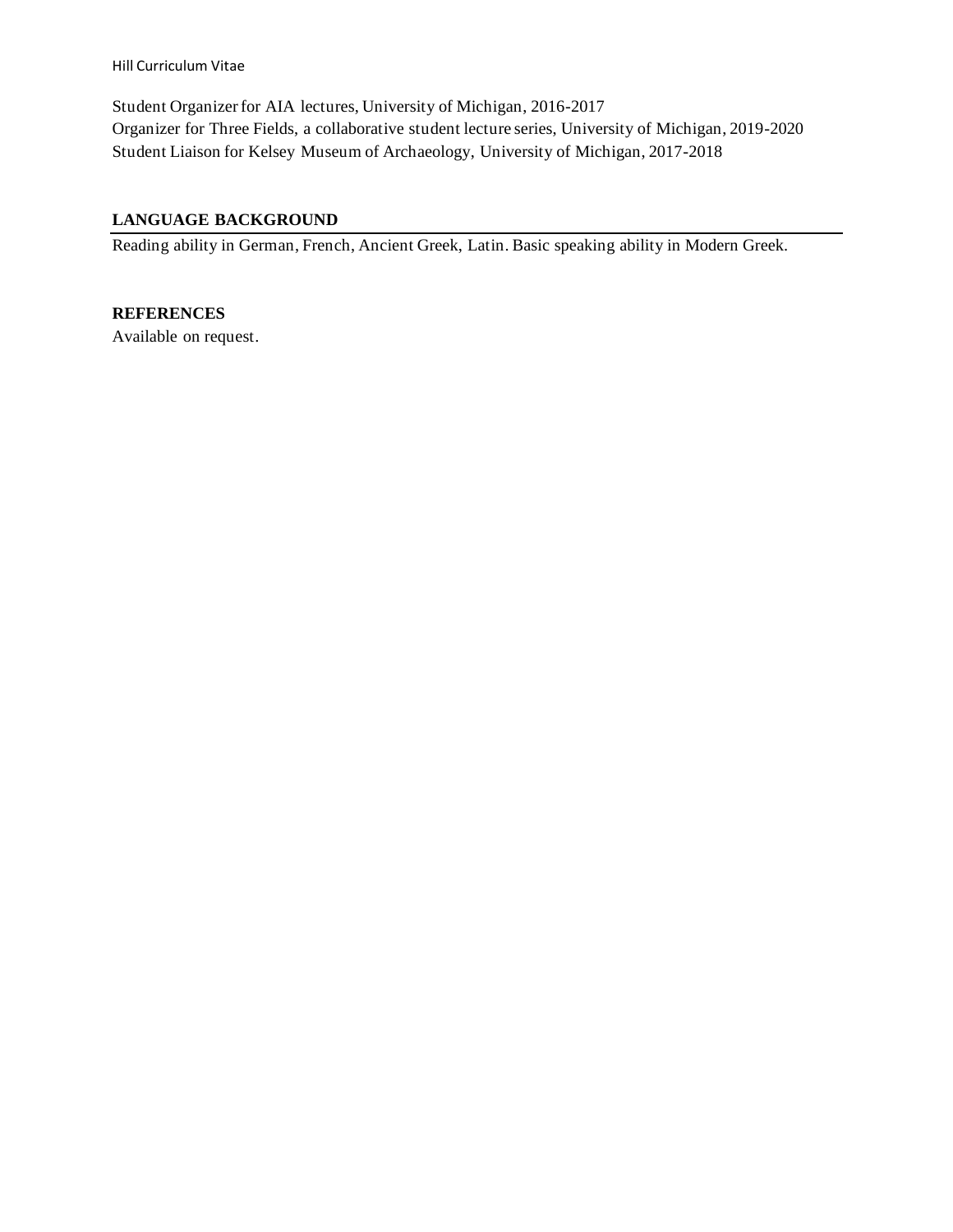Student Organizer for AIA lectures, University of Michigan, 2016-2017
Organizer for Three Fields, a collaborative student lecture series, University of Michigan, 2019-2020
Student Liaison for Kelsey Museum of Archaeology, University of Michigan, 2017-2018

## LANGUAGE BACKGROUND

Reading ability in German, French, Ancient Greek, Latin. Basic speaking ability in Modern Greek.

## REFERENCES

Available on request.